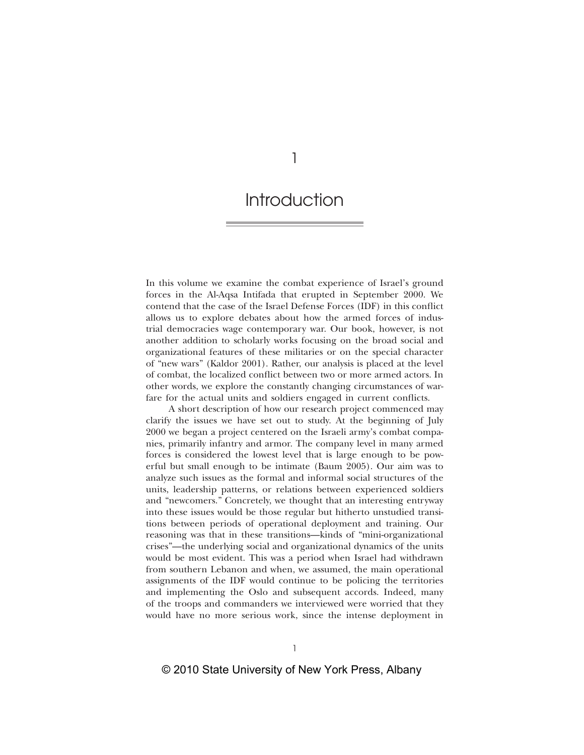# 1

# Introduction

In this volume we examine the combat experience of Israel's ground forces in the Al-Aqsa Intifada that erupted in September 2000. We contend that the case of the Israel Defense Forces (IDF) in this conflict allows us to explore debates about how the armed forces of industrial democracies wage contemporary war. Our book, however, is not another addition to scholarly works focusing on the broad social and organizational features of these militaries or on the special character of "new wars" (Kaldor 2001). Rather, our analysis is placed at the level of combat, the localized conflict between two or more armed actors. In other words, we explore the constantly changing circumstances of warfare for the actual units and soldiers engaged in current conflicts.

A short description of how our research project commenced may clarify the issues we have set out to study. At the beginning of July 2000 we began a project centered on the Israeli army's combat companies, primarily infantry and armor. The company level in many armed forces is considered the lowest level that is large enough to be powerful but small enough to be intimate (Baum 2005). Our aim was to analyze such issues as the formal and informal social structures of the units, leadership patterns, or relations between experienced soldiers and "newcomers." Concretely, we thought that an interesting entryway into these issues would be those regular but hitherto unstudied transitions between periods of operational deployment and training. Our reasoning was that in these transitions—kinds of "mini-organizational crises"—the underlying social and organizational dynamics of the units would be most evident. This was a period when Israel had withdrawn from southern Lebanon and when, we assumed, the main operational assignments of the IDF would continue to be policing the territories and implementing the Oslo and subsequent accords. Indeed, many of the troops and commanders we interviewed were worried that they would have no more serious work, since the intense deployment in

© 2010 State University of New York Press, Albany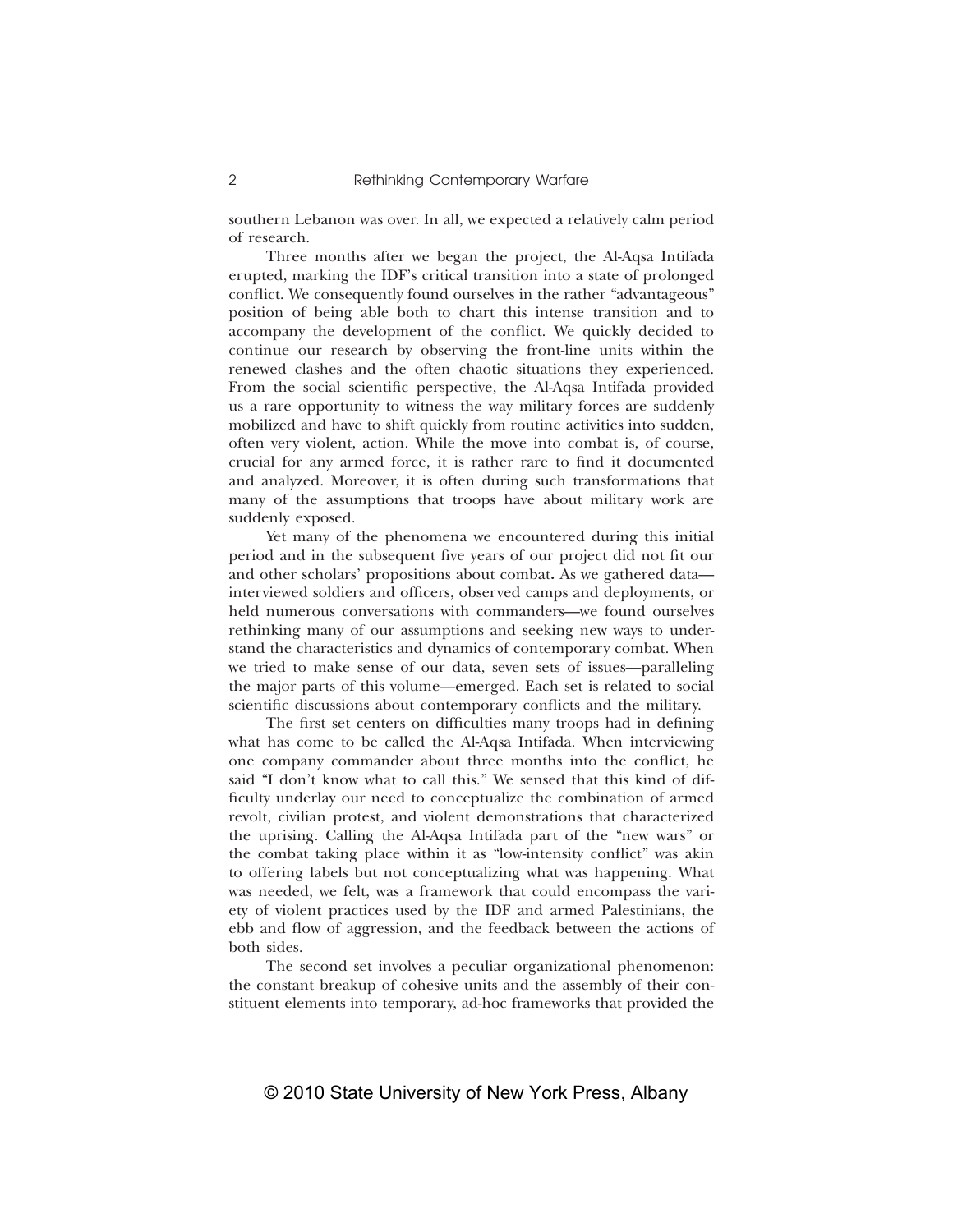southern Lebanon was over. In all, we expected a relatively calm period of research.

Three months after we began the project, the Al-Aqsa Intifada erupted, marking the IDF's critical transition into a state of prolonged conflict. We consequently found ourselves in the rather "advantageous" position of being able both to chart this intense transition and to accompany the development of the conflict. We quickly decided to continue our research by observing the front-line units within the renewed clashes and the often chaotic situations they experienced. From the social scientific perspective, the Al-Aqsa Intifada provided us a rare opportunity to witness the way military forces are suddenly mobilized and have to shift quickly from routine activities into sudden, often very violent, action. While the move into combat is, of course, crucial for any armed force, it is rather rare to find it documented and analyzed. Moreover, it is often during such transformations that many of the assumptions that troops have about military work are suddenly exposed.

Yet many of the phenomena we encountered during this initial period and in the subsequent five years of our project did not fit our and other scholars' propositions about combat**.** As we gathered data—interviewed soldiers and officers, observed camps and deployments, or held numerous conversations with commanders—we found ourselves rethinking many of our assumptions and seeking new ways to understand the characteristics and dynamics of contemporary combat. When we tried to make sense of our data, seven sets of issues—paralleling the major parts of this volume—emerged. Each set is related to social scientific discussions about contemporary conflicts and the military.

The first set centers on difficulties many troops had in defining what has come to be called the Al-Aqsa Intifada. When interviewing one company commander about three months into the conflict, he said "I don't know what to call this." We sensed that this kind of difficulty underlay our need to conceptualize the combination of armed revolt, civilian protest, and violent demonstrations that characterized the uprising. Calling the Al-Aqsa Intifada part of the "new wars" or the combat taking place within it as "low-intensity conflict" was akin to offering labels but not conceptualizing what was happening. What was needed, we felt, was a framework that could encompass the variety of violent practices used by the IDF and armed Palestinians, the ebb and flow of aggression, and the feedback between the actions of both sides.

The second set involves a peculiar organizational phenomenon: the constant breakup of cohesive units and the assembly of their constituent elements into temporary, ad-hoc frameworks that provided the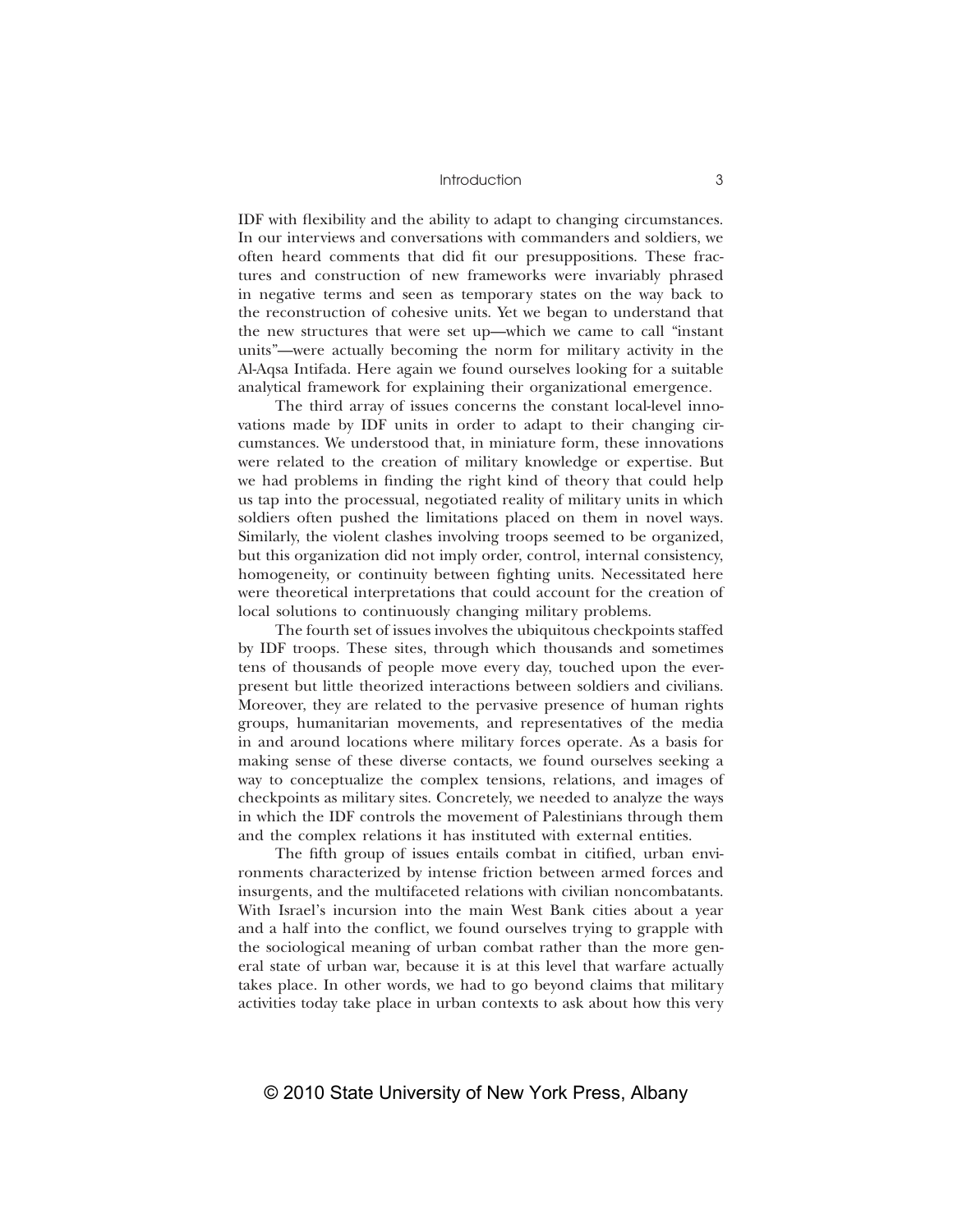IDF with flexibility and the ability to adapt to changing circumstances. In our interviews and conversations with commanders and soldiers, we often heard comments that did fit our presuppositions. These fractures and construction of new frameworks were invariably phrased in negative terms and seen as temporary states on the way back to the reconstruction of cohesive units. Yet we began to understand that the new structures that were set up—which we came to call "instant units"—were actually becoming the norm for military activity in the Al-Aqsa Intifada. Here again we found ourselves looking for a suitable analytical framework for explaining their organizational emergence.

The third array of issues concerns the constant local-level innovations made by IDF units in order to adapt to their changing circumstances. We understood that, in miniature form, these innovations were related to the creation of military knowledge or expertise. But we had problems in finding the right kind of theory that could help us tap into the processual, negotiated reality of military units in which soldiers often pushed the limitations placed on them in novel ways. Similarly, the violent clashes involving troops seemed to be organized, but this organization did not imply order, control, internal consistency, homogeneity, or continuity between fighting units. Necessitated here were theoretical interpretations that could account for the creation of local solutions to continuously changing military problems.

The fourth set of issues involves the ubiquitous checkpoints staffed by IDF troops. These sites, through which thousands and sometimes tens of thousands of people move every day, touched upon the ever-present but little theorized interactions between soldiers and civilians. Moreover, they are related to the pervasive presence of human rights groups, humanitarian movements, and representatives of the media in and around locations where military forces operate. As a basis for making sense of these diverse contacts, we found ourselves seeking a way to conceptualize the complex tensions, relations, and images of checkpoints as military sites. Concretely, we needed to analyze the ways in which the IDF controls the movement of Palestinians through them and the complex relations it has instituted with external entities.

The fifth group of issues entails combat in citified, urban environments characterized by intense friction between armed forces and insurgents, and the multifaceted relations with civilian noncombatants. With Israel's incursion into the main West Bank cities about a year and a half into the conflict, we found ourselves trying to grapple with the sociological meaning of urban combat rather than the more general state of urban war, because it is at this level that warfare actually takes place. In other words, we had to go beyond claims that military activities today take place in urban contexts to ask about how this very

© 2010 State University of New York Press, Albany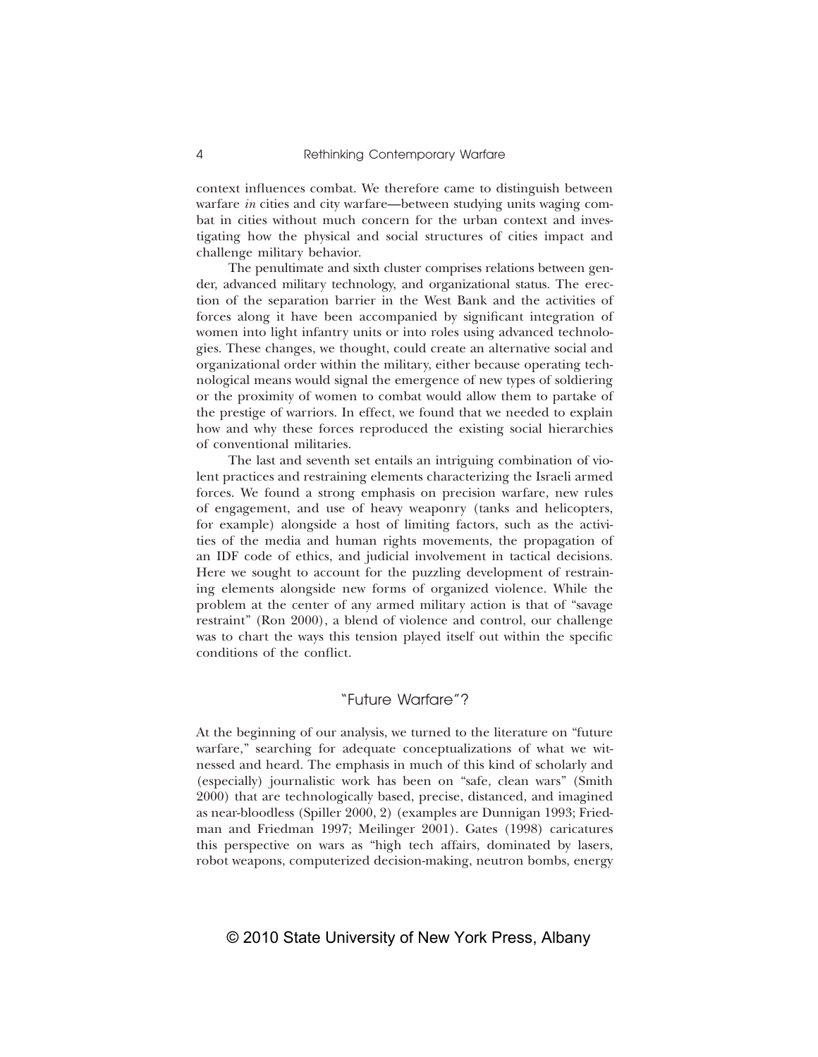context influences combat. We therefore came to distinguish between warfare *in* cities and city warfare—between studying units waging combat in cities without much concern for the urban context and investigating how the physical and social structures of cities impact and challenge military behavior.

The penultimate and sixth cluster comprises relations between gender, advanced military technology, and organizational status. The erection of the separation barrier in the West Bank and the activities of forces along it have been accompanied by significant integration of women into light infantry units or into roles using advanced technologies. These changes, we thought, could create an alternative social and organizational order within the military, either because operating technological means would signal the emergence of new types of soldiering or the proximity of women to combat would allow them to partake of the prestige of warriors. In effect, we found that we needed to explain how and why these forces reproduced the existing social hierarchies of conventional militaries.

The last and seventh set entails an intriguing combination of violent practices and restraining elements characterizing the Israeli armed forces. We found a strong emphasis on precision warfare, new rules of engagement, and use of heavy weaponry (tanks and helicopters, for example) alongside a host of limiting factors, such as the activities of the media and human rights movements, the propagation of an IDF code of ethics, and judicial involvement in tactical decisions. Here we sought to account for the puzzling development of restraining elements alongside new forms of organized violence. While the problem at the center of any armed military action is that of "savage restraint" (Ron 2000), a blend of violence and control, our challenge was to chart the ways this tension played itself out within the specific conditions of the conflict.

## "Future Warfare"?

At the beginning of our analysis, we turned to the literature on "future warfare," searching for adequate conceptualizations of what we witnessed and heard. The emphasis in much of this kind of scholarly and (especially) journalistic work has been on "safe, clean wars" (Smith 2000) that are technologically based, precise, distanced, and imagined as near-bloodless (Spiller 2000, 2) (examples are Dunnigan 1993; Friedman and Friedman 1997; Meilinger 2001). Gates (1998) caricatures this perspective on wars as "high tech affairs, dominated by lasers, robot weapons, computerized decision-making, neutron bombs, energy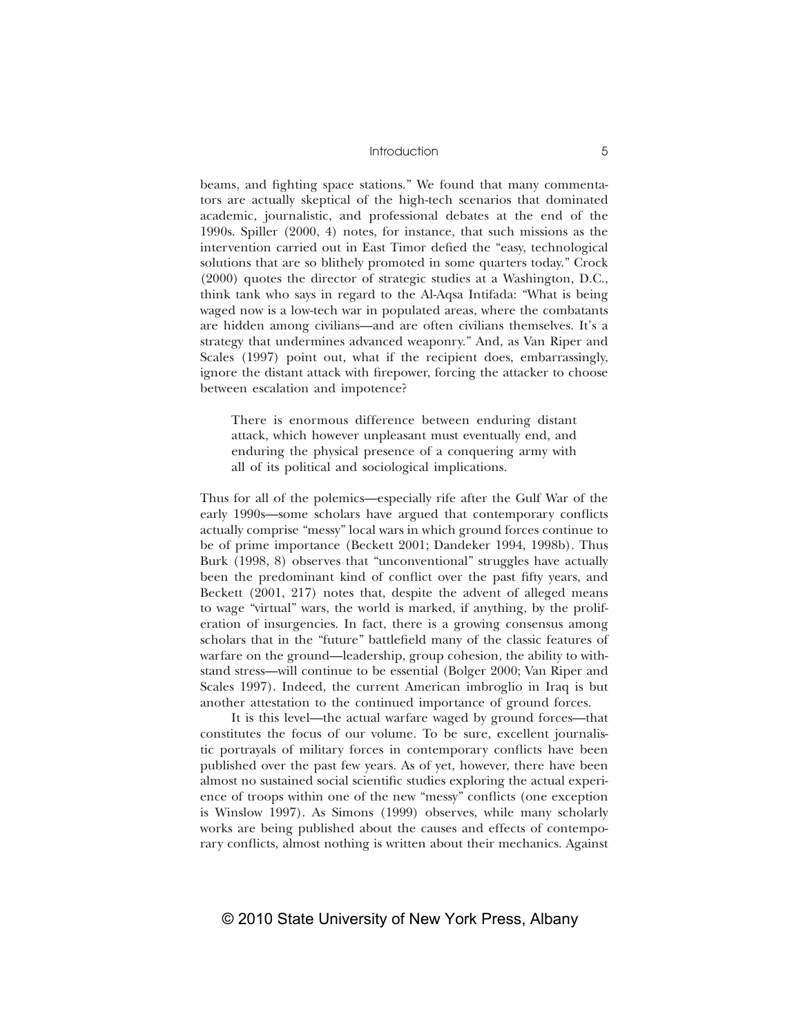beams, and fighting space stations." We found that many commentators are actually skeptical of the high-tech scenarios that dominated academic, journalistic, and professional debates at the end of the 1990s. Spiller (2000, 4) notes, for instance, that such missions as the intervention carried out in East Timor defied the "easy, technological solutions that are so blithely promoted in some quarters today." Crock (2000) quotes the director of strategic studies at a Washington, D.C., think tank who says in regard to the Al-Aqsa Intifada: "What is being waged now is a low-tech war in populated areas, where the combatants are hidden among civilians—and are often civilians themselves. It's a strategy that undermines advanced weaponry." And, as Van Riper and Scales (1997) point out, what if the recipient does, embarrassingly, ignore the distant attack with firepower, forcing the attacker to choose between escalation and impotence?

> There is enormous difference between enduring distant attack, which however unpleasant must eventually end, and enduring the physical presence of a conquering army with all of its political and sociological implications.

Thus for all of the polemics—especially rife after the Gulf War of the early 1990s—some scholars have argued that contemporary conflicts actually comprise "messy" local wars in which ground forces continue to be of prime importance (Beckett 2001; Dandeker 1994, 1998b). Thus Burk (1998, 8) observes that "unconventional" struggles have actually been the predominant kind of conflict over the past fifty years, and Beckett (2001, 217) notes that, despite the advent of alleged means to wage "virtual" wars, the world is marked, if anything, by the proliferation of insurgencies. In fact, there is a growing consensus among scholars that in the "future" battlefield many of the classic features of warfare on the ground—leadership, group cohesion, the ability to withstand stress—will continue to be essential (Bolger 2000; Van Riper and Scales 1997). Indeed, the current American imbroglio in Iraq is but another attestation to the continued importance of ground forces.

It is this level—the actual warfare waged by ground forces—that constitutes the focus of our volume. To be sure, excellent journalistic portrayals of military forces in contemporary conflicts have been published over the past few years. As of yet, however, there have been almost no sustained social scientific studies exploring the actual experience of troops within one of the new "messy" conflicts (one exception is Winslow 1997). As Simons (1999) observes, while many scholarly works are being published about the causes and effects of contemporary conflicts, almost nothing is written about their mechanics. Against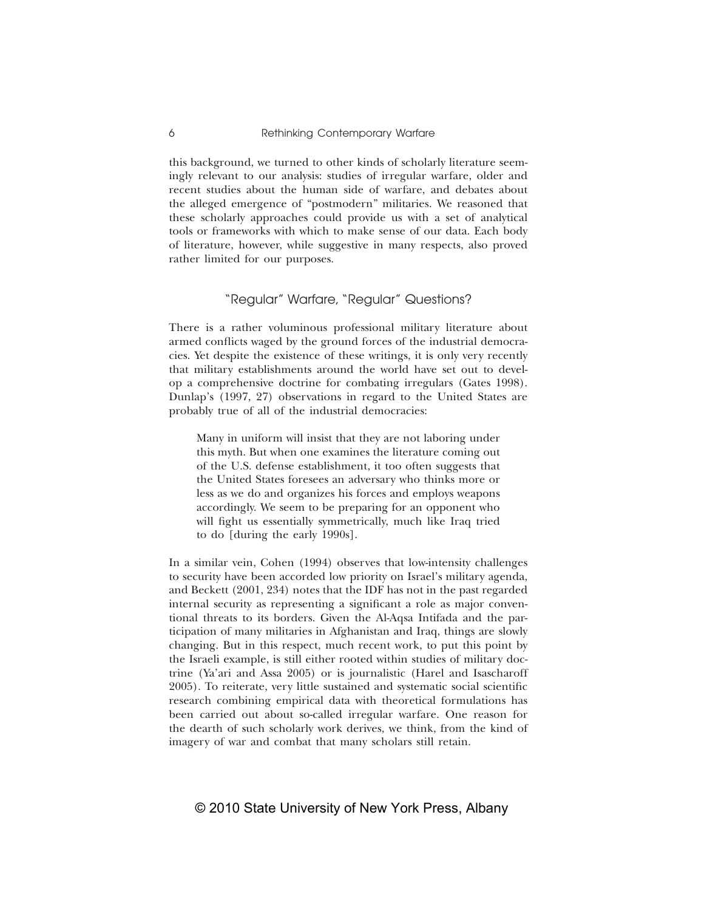this background, we turned to other kinds of scholarly literature seemingly relevant to our analysis: studies of irregular warfare, older and recent studies about the human side of warfare, and debates about the alleged emergence of "postmodern" militaries. We reasoned that these scholarly approaches could provide us with a set of analytical tools or frameworks with which to make sense of our data. Each body of literature, however, while suggestive in many respects, also proved rather limited for our purposes.

## "Regular" Warfare, "Regular" Questions?

There is a rather voluminous professional military literature about armed conflicts waged by the ground forces of the industrial democracies. Yet despite the existence of these writings, it is only very recently that military establishments around the world have set out to develop a comprehensive doctrine for combating irregulars (Gates 1998). Dunlap's (1997, 27) observations in regard to the United States are probably true of all of the industrial democracies:

> Many in uniform will insist that they are not laboring under this myth. But when one examines the literature coming out of the U.S. defense establishment, it too often suggests that the United States foresees an adversary who thinks more or less as we do and organizes his forces and employs weapons accordingly. We seem to be preparing for an opponent who will fight us essentially symmetrically, much like Iraq tried to do [during the early 1990s].

In a similar vein, Cohen (1994) observes that low-intensity challenges to security have been accorded low priority on Israel's military agenda, and Beckett (2001, 234) notes that the IDF has not in the past regarded internal security as representing a significant a role as major conventional threats to its borders. Given the Al-Aqsa Intifada and the participation of many militaries in Afghanistan and Iraq, things are slowly changing. But in this respect, much recent work, to put this point by the Israeli example, is still either rooted within studies of military doctrine (Ya'ari and Assa 2005) or is journalistic (Harel and Isascharoff 2005). To reiterate, very little sustained and systematic social scientific research combining empirical data with theoretical formulations has been carried out about so-called irregular warfare. One reason for the dearth of such scholarly work derives, we think, from the kind of imagery of war and combat that many scholars still retain.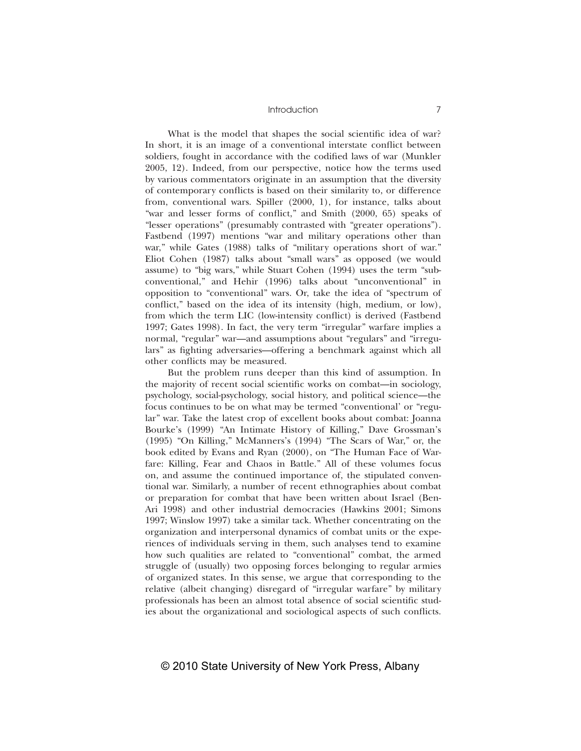What is the model that shapes the social scientific idea of war? In short, it is an image of a conventional interstate conflict between soldiers, fought in accordance with the codified laws of war (Munkler 2005, 12). Indeed, from our perspective, notice how the terms used by various commentators originate in an assumption that the diversity of contemporary conflicts is based on their similarity to, or difference from, conventional wars. Spiller (2000, 1), for instance, talks about "war and lesser forms of conflict," and Smith (2000, 65) speaks of "lesser operations" (presumably contrasted with "greater operations"). Fastbend (1997) mentions "war and military operations other than war," while Gates (1988) talks of "military operations short of war." Eliot Cohen (1987) talks about "small wars" as opposed (we would assume) to "big wars," while Stuart Cohen (1994) uses the term "sub-conventional," and Hehir (1996) talks about "unconventional" in opposition to "conventional" wars. Or, take the idea of "spectrum of conflict," based on the idea of its intensity (high, medium, or low), from which the term LIC (low-intensity conflict) is derived (Fastbend 1997; Gates 1998). In fact, the very term "irregular" warfare implies a normal, "regular" war—and assumptions about "regulars" and "irregulars" as fighting adversaries—offering a benchmark against which all other conflicts may be measured.

But the problem runs deeper than this kind of assumption. In the majority of recent social scientific works on combat—in sociology, psychology, social-psychology, social history, and political science—the focus continues to be on what may be termed "conventional' or "regular" war. Take the latest crop of excellent books about combat: Joanna Bourke's (1999) "An Intimate History of Killing," Dave Grossman's (1995) "On Killing," McManners's (1994) "The Scars of War," or, the book edited by Evans and Ryan (2000), on "The Human Face of Warfare: Killing, Fear and Chaos in Battle." All of these volumes focus on, and assume the continued importance of, the stipulated conventional war. Similarly, a number of recent ethnographies about combat or preparation for combat that have been written about Israel (Ben-Ari 1998) and other industrial democracies (Hawkins 2001; Simons 1997; Winslow 1997) take a similar tack. Whether concentrating on the organization and interpersonal dynamics of combat units or the experiences of individuals serving in them, such analyses tend to examine how such qualities are related to "conventional" combat, the armed struggle of (usually) two opposing forces belonging to regular armies of organized states. In this sense, we argue that corresponding to the relative (albeit changing) disregard of "irregular warfare" by military professionals has been an almost total absence of social scientific studies about the organizational and sociological aspects of such conflicts.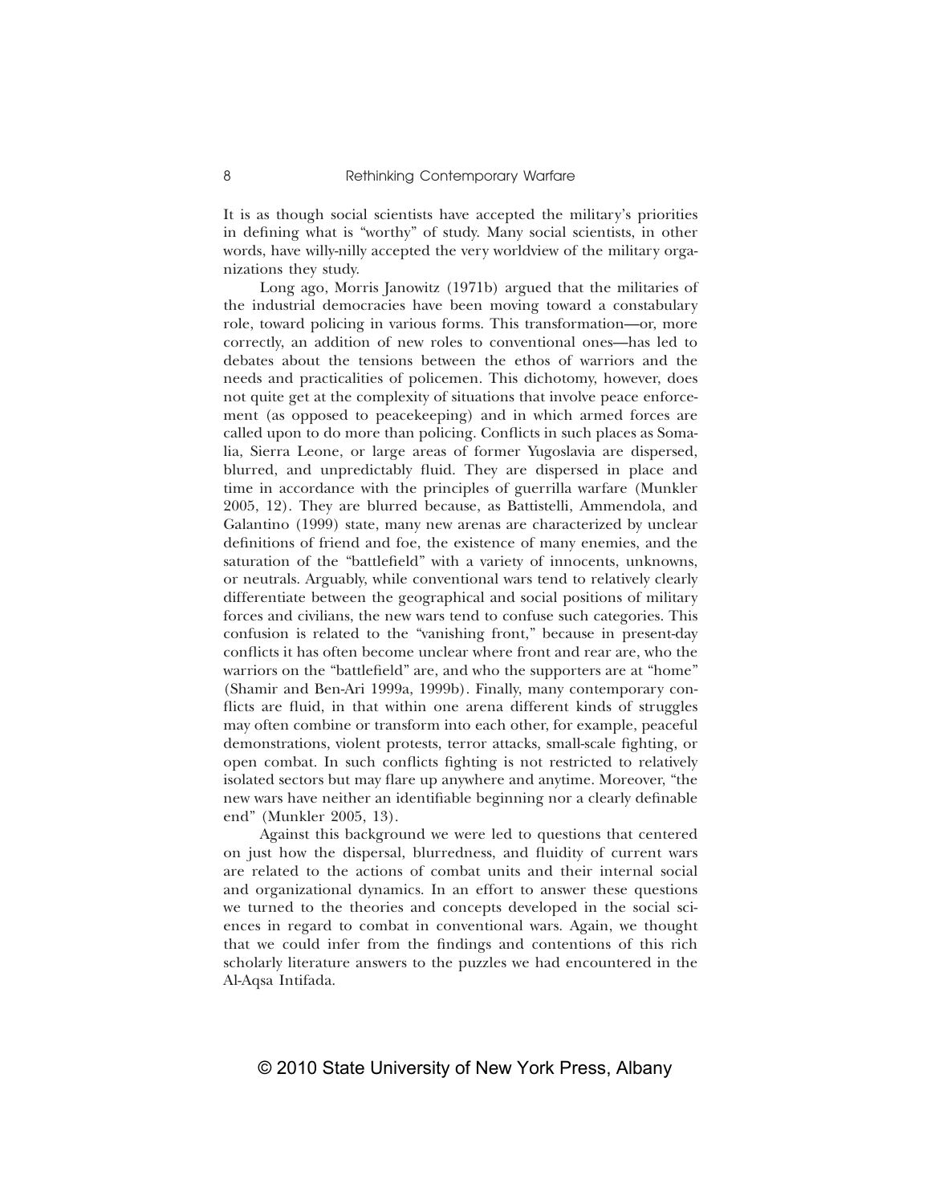It is as though social scientists have accepted the military's priorities in defining what is "worthy" of study. Many social scientists, in other words, have willy-nilly accepted the very worldview of the military organizations they study.

Long ago, Morris Janowitz (1971b) argued that the militaries of the industrial democracies have been moving toward a constabulary role, toward policing in various forms. This transformation—or, more correctly, an addition of new roles to conventional ones—has led to debates about the tensions between the ethos of warriors and the needs and practicalities of policemen. This dichotomy, however, does not quite get at the complexity of situations that involve peace enforcement (as opposed to peacekeeping) and in which armed forces are called upon to do more than policing. Conflicts in such places as Somalia, Sierra Leone, or large areas of former Yugoslavia are dispersed, blurred, and unpredictably fluid. They are dispersed in place and time in accordance with the principles of guerrilla warfare (Munkler 2005, 12). They are blurred because, as Battistelli, Ammendola, and Galantino (1999) state, many new arenas are characterized by unclear definitions of friend and foe, the existence of many enemies, and the saturation of the "battlefield" with a variety of innocents, unknowns, or neutrals. Arguably, while conventional wars tend to relatively clearly differentiate between the geographical and social positions of military forces and civilians, the new wars tend to confuse such categories. This confusion is related to the "vanishing front," because in present-day conflicts it has often become unclear where front and rear are, who the warriors on the "battlefield" are, and who the supporters are at "home" (Shamir and Ben-Ari 1999a, 1999b). Finally, many contemporary conflicts are fluid, in that within one arena different kinds of struggles may often combine or transform into each other, for example, peaceful demonstrations, violent protests, terror attacks, small-scale fighting, or open combat. In such conflicts fighting is not restricted to relatively isolated sectors but may flare up anywhere and anytime. Moreover, "the new wars have neither an identifiable beginning nor a clearly definable end" (Munkler 2005, 13).

Against this background we were led to questions that centered on just how the dispersal, blurredness, and fluidity of current wars are related to the actions of combat units and their internal social and organizational dynamics. In an effort to answer these questions we turned to the theories and concepts developed in the social sciences in regard to combat in conventional wars. Again, we thought that we could infer from the findings and contentions of this rich scholarly literature answers to the puzzles we had encountered in the Al-Aqsa Intifada.

© 2010 State University of New York Press, Albany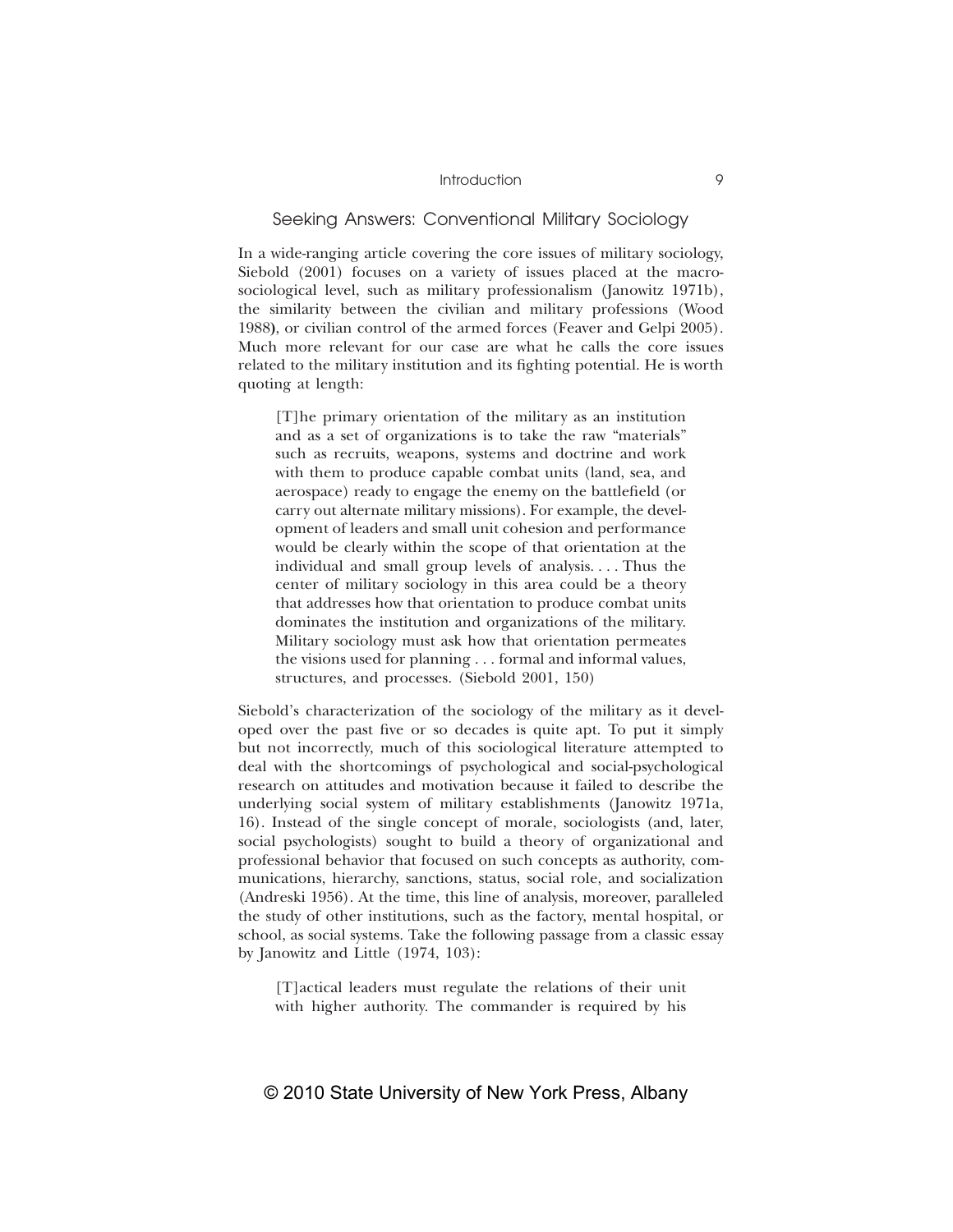## Seeking Answers: Conventional Military Sociology

In a wide-ranging article covering the core issues of military sociology, Siebold (2001) focuses on a variety of issues placed at the macro-sociological level, such as military professionalism (Janowitz 1971b), the similarity between the civilian and military professions (Wood 1988), or civilian control of the armed forces (Feaver and Gelpi 2005). Much more relevant for our case are what he calls the core issues related to the military institution and its fighting potential. He is worth quoting at length:

> [T]he primary orientation of the military as an institution and as a set of organizations is to take the raw "materials" such as recruits, weapons, systems and doctrine and work with them to produce capable combat units (land, sea, and aerospace) ready to engage the enemy on the battlefield (or carry out alternate military missions). For example, the development of leaders and small unit cohesion and performance would be clearly within the scope of that orientation at the individual and small group levels of analysis. . . . Thus the center of military sociology in this area could be a theory that addresses how that orientation to produce combat units dominates the institution and organizations of the military. Military sociology must ask how that orientation permeates the visions used for planning . . . formal and informal values, structures, and processes. (Siebold 2001, 150)

Siebold's characterization of the sociology of the military as it developed over the past five or so decades is quite apt. To put it simply but not incorrectly, much of this sociological literature attempted to deal with the shortcomings of psychological and social-psychological research on attitudes and motivation because it failed to describe the underlying social system of military establishments (Janowitz 1971a, 16). Instead of the single concept of morale, sociologists (and, later, social psychologists) sought to build a theory of organizational and professional behavior that focused on such concepts as authority, communications, hierarchy, sanctions, status, social role, and socialization (Andreski 1956). At the time, this line of analysis, moreover, paralleled the study of other institutions, such as the factory, mental hospital, or school, as social systems. Take the following passage from a classic essay by Janowitz and Little (1974, 103):

> [T]actical leaders must regulate the relations of their unit with higher authority. The commander is required by his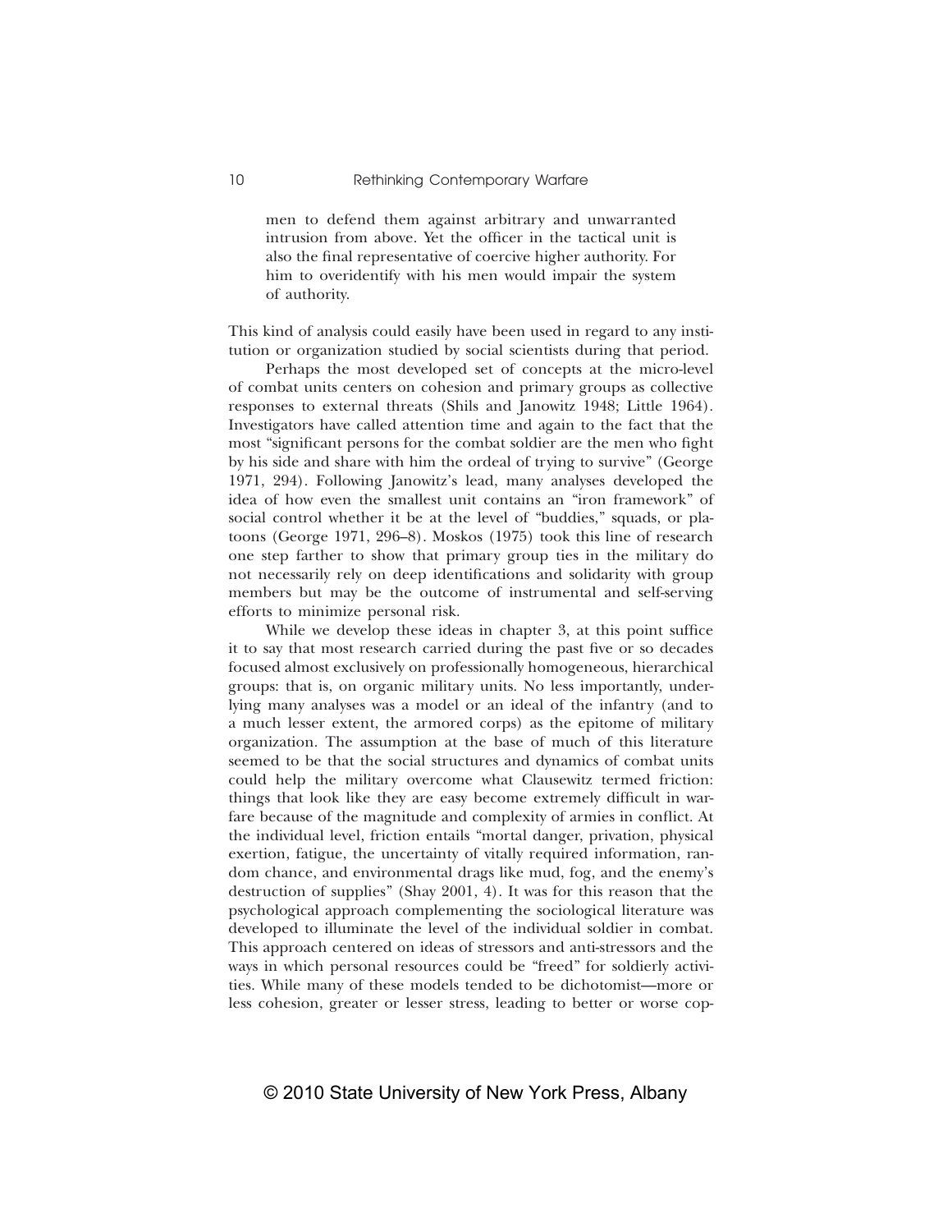> men to defend them against arbitrary and unwarranted intrusion from above. Yet the officer in the tactical unit is also the final representative of coercive higher authority. For him to overidentify with his men would impair the system of authority.

This kind of analysis could easily have been used in regard to any institution or organization studied by social scientists during that period.

Perhaps the most developed set of concepts at the micro-level of combat units centers on cohesion and primary groups as collective responses to external threats (Shils and Janowitz 1948; Little 1964). Investigators have called attention time and again to the fact that the most "significant persons for the combat soldier are the men who fight by his side and share with him the ordeal of trying to survive" (George 1971, 294). Following Janowitz's lead, many analyses developed the idea of how even the smallest unit contains an "iron framework" of social control whether it be at the level of "buddies," squads, or platoons (George 1971, 296–8). Moskos (1975) took this line of research one step farther to show that primary group ties in the military do not necessarily rely on deep identifications and solidarity with group members but may be the outcome of instrumental and self-serving efforts to minimize personal risk.

While we develop these ideas in chapter 3, at this point suffice it to say that most research carried during the past five or so decades focused almost exclusively on professionally homogeneous, hierarchical groups: that is, on organic military units. No less importantly, underlying many analyses was a model or an ideal of the infantry (and to a much lesser extent, the armored corps) as the epitome of military organization. The assumption at the base of much of this literature seemed to be that the social structures and dynamics of combat units could help the military overcome what Clausewitz termed friction: things that look like they are easy become extremely difficult in warfare because of the magnitude and complexity of armies in conflict. At the individual level, friction entails "mortal danger, privation, physical exertion, fatigue, the uncertainty of vitally required information, random chance, and environmental drags like mud, fog, and the enemy's destruction of supplies" (Shay 2001, 4). It was for this reason that the psychological approach complementing the sociological literature was developed to illuminate the level of the individual soldier in combat. This approach centered on ideas of stressors and anti-stressors and the ways in which personal resources could be "freed" for soldierly activities. While many of these models tended to be dichotomist—more or less cohesion, greater or lesser stress, leading to better or worse cop-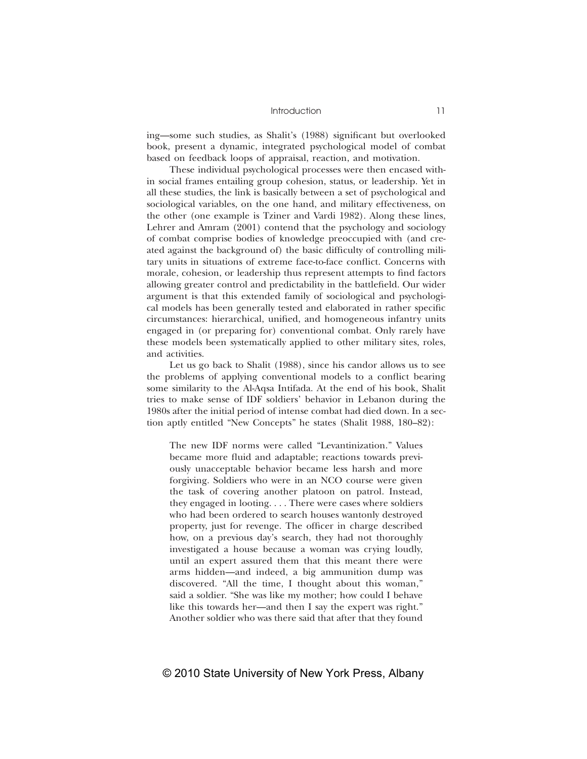ing—some such studies, as Shalit's (1988) significant but overlooked book, present a dynamic, integrated psychological model of combat based on feedback loops of appraisal, reaction, and motivation.

These individual psychological processes were then encased within social frames entailing group cohesion, status, or leadership. Yet in all these studies, the link is basically between a set of psychological and sociological variables, on the one hand, and military effectiveness, on the other (one example is Tziner and Vardi 1982). Along these lines, Lehrer and Amram (2001) contend that the psychology and sociology of combat comprise bodies of knowledge preoccupied with (and created against the background of) the basic difficulty of controlling military units in situations of extreme face-to-face conflict. Concerns with morale, cohesion, or leadership thus represent attempts to find factors allowing greater control and predictability in the battlefield. Our wider argument is that this extended family of sociological and psychological models has been generally tested and elaborated in rather specific circumstances: hierarchical, unified, and homogeneous infantry units engaged in (or preparing for) conventional combat. Only rarely have these models been systematically applied to other military sites, roles, and activities.

Let us go back to Shalit (1988), since his candor allows us to see the problems of applying conventional models to a conflict bearing some similarity to the Al-Aqsa Intifada. At the end of his book, Shalit tries to make sense of IDF soldiers' behavior in Lebanon during the 1980s after the initial period of intense combat had died down. In a section aptly entitled "New Concepts" he states (Shalit 1988, 180–82):

> The new IDF norms were called "Levantinization." Values became more fluid and adaptable; reactions towards previously unacceptable behavior became less harsh and more forgiving. Soldiers who were in an NCO course were given the task of covering another platoon on patrol. Instead, they engaged in looting. . . . There were cases where soldiers who had been ordered to search houses wantonly destroyed property, just for revenge. The officer in charge described how, on a previous day's search, they had not thoroughly investigated a house because a woman was crying loudly, until an expert assured them that this meant there were arms hidden—and indeed, a big ammunition dump was discovered. "All the time, I thought about this woman," said a soldier. "She was like my mother; how could I behave like this towards her—and then I say the expert was right." Another soldier who was there said that after that they found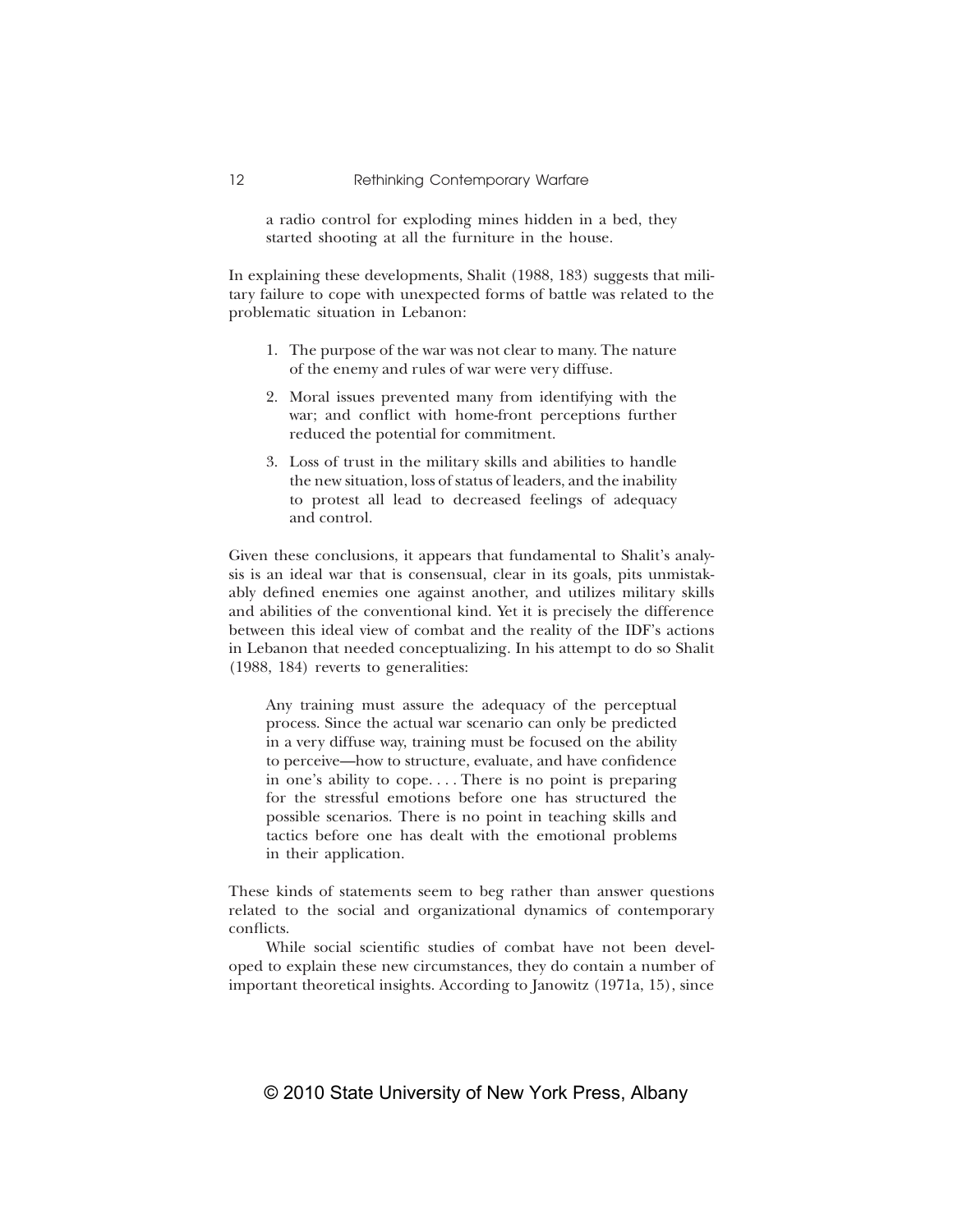> a radio control for exploding mines hidden in a bed, they started shooting at all the furniture in the house.

In explaining these developments, Shalit (1988, 183) suggests that military failure to cope with unexpected forms of battle was related to the problematic situation in Lebanon:

> 1. The purpose of the war was not clear to many. The nature of the enemy and rules of war were very diffuse.
> 2. Moral issues prevented many from identifying with the war; and conflict with home-front perceptions further reduced the potential for commitment.
> 3. Loss of trust in the military skills and abilities to handle the new situation, loss of status of leaders, and the inability to protest all lead to decreased feelings of adequacy and control.

Given these conclusions, it appears that fundamental to Shalit's analysis is an ideal war that is consensual, clear in its goals, pits unmistakably defined enemies one against another, and utilizes military skills and abilities of the conventional kind. Yet it is precisely the difference between this ideal view of combat and the reality of the IDF's actions in Lebanon that needed conceptualizing. In his attempt to do so Shalit (1988, 184) reverts to generalities:

> Any training must assure the adequacy of the perceptual process. Since the actual war scenario can only be predicted in a very diffuse way, training must be focused on the ability to perceive—how to structure, evaluate, and have confidence in one's ability to cope. . . . There is no point is preparing for the stressful emotions before one has structured the possible scenarios. There is no point in teaching skills and tactics before one has dealt with the emotional problems in their application.

These kinds of statements seem to beg rather than answer questions related to the social and organizational dynamics of contemporary conflicts.

While social scientific studies of combat have not been developed to explain these new circumstances, they do contain a number of important theoretical insights. According to Janowitz (1971a, 15), since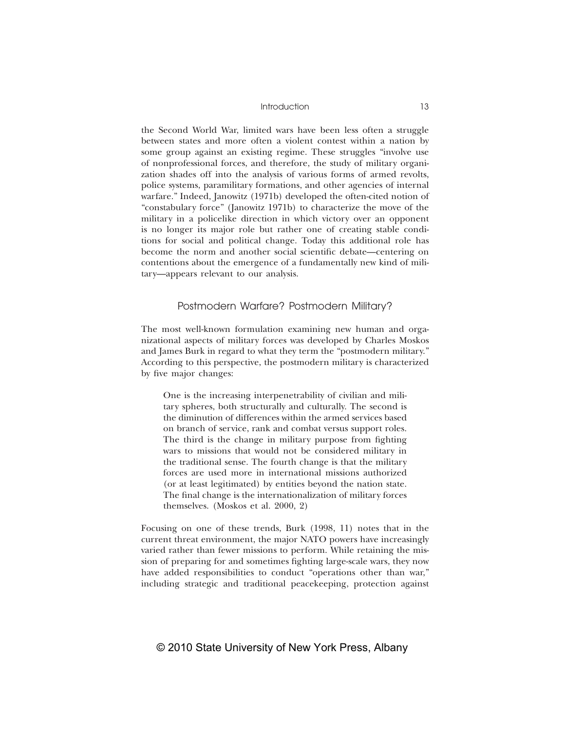the Second World War, limited wars have been less often a struggle between states and more often a violent contest within a nation by some group against an existing regime. These struggles "involve use of nonprofessional forces, and therefore, the study of military organization shades off into the analysis of various forms of armed revolts, police systems, paramilitary formations, and other agencies of internal warfare." Indeed, Janowitz (1971b) developed the often-cited notion of "constabulary force" (Janowitz 1971b) to characterize the move of the military in a policelike direction in which victory over an opponent is no longer its major role but rather one of creating stable conditions for social and political change. Today this additional role has become the norm and another social scientific debate—centering on contentions about the emergence of a fundamentally new kind of military—appears relevant to our analysis.

## Postmodern Warfare? Postmodern Military?

The most well-known formulation examining new human and organizational aspects of military forces was developed by Charles Moskos and James Burk in regard to what they term the "postmodern military." According to this perspective, the postmodern military is characterized by five major changes:

> One is the increasing interpenetrability of civilian and military spheres, both structurally and culturally. The second is the diminution of differences within the armed services based on branch of service, rank and combat versus support roles. The third is the change in military purpose from fighting wars to missions that would not be considered military in the traditional sense. The fourth change is that the military forces are used more in international missions authorized (or at least legitimated) by entities beyond the nation state. The final change is the internationalization of military forces themselves. (Moskos et al. 2000, 2)

Focusing on one of these trends, Burk (1998, 11) notes that in the current threat environment, the major NATO powers have increasingly varied rather than fewer missions to perform. While retaining the mission of preparing for and sometimes fighting large-scale wars, they now have added responsibilities to conduct "operations other than war," including strategic and traditional peacekeeping, protection against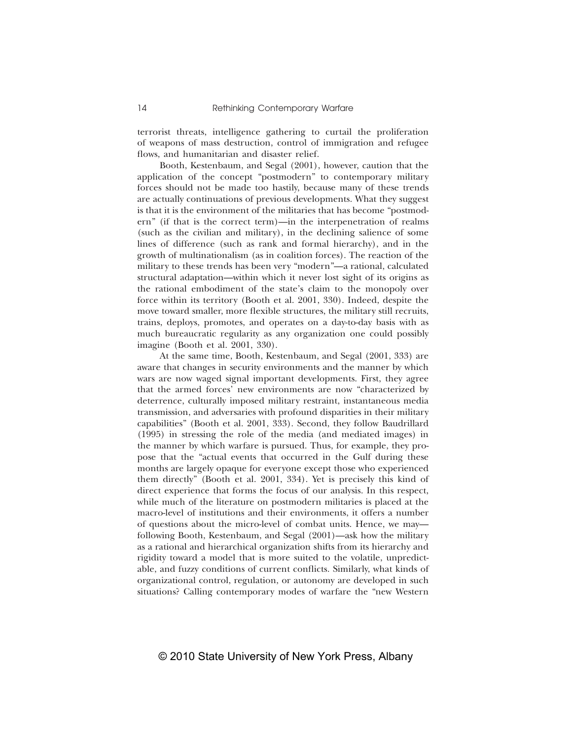terrorist threats, intelligence gathering to curtail the proliferation of weapons of mass destruction, control of immigration and refugee flows, and humanitarian and disaster relief.

Booth, Kestenbaum, and Segal (2001), however, caution that the application of the concept "postmodern" to contemporary military forces should not be made too hastily, because many of these trends are actually continuations of previous developments. What they suggest is that it is the environment of the militaries that has become "postmodern" (if that is the correct term)—in the interpenetration of realms (such as the civilian and military), in the declining salience of some lines of difference (such as rank and formal hierarchy), and in the growth of multinationalism (as in coalition forces). The reaction of the military to these trends has been very "modern"—a rational, calculated structural adaptation—within which it never lost sight of its origins as the rational embodiment of the state's claim to the monopoly over force within its territory (Booth et al. 2001, 330). Indeed, despite the move toward smaller, more flexible structures, the military still recruits, trains, deploys, promotes, and operates on a day-to-day basis with as much bureaucratic regularity as any organization one could possibly imagine (Booth et al. 2001, 330).

At the same time, Booth, Kestenbaum, and Segal (2001, 333) are aware that changes in security environments and the manner by which wars are now waged signal important developments. First, they agree that the armed forces' new environments are now "characterized by deterrence, culturally imposed military restraint, instantaneous media transmission, and adversaries with profound disparities in their military capabilities" (Booth et al. 2001, 333). Second, they follow Baudrillard (1995) in stressing the role of the media (and mediated images) in the manner by which warfare is pursued. Thus, for example, they propose that the "actual events that occurred in the Gulf during these months are largely opaque for everyone except those who experienced them directly" (Booth et al. 2001, 334). Yet is precisely this kind of direct experience that forms the focus of our analysis. In this respect, while much of the literature on postmodern militaries is placed at the macro-level of institutions and their environments, it offers a number of questions about the micro-level of combat units. Hence, we may—following Booth, Kestenbaum, and Segal (2001)—ask how the military as a rational and hierarchical organization shifts from its hierarchy and rigidity toward a model that is more suited to the volatile, unpredictable, and fuzzy conditions of current conflicts. Similarly, what kinds of organizational control, regulation, or autonomy are developed in such situations? Calling contemporary modes of warfare the "new Western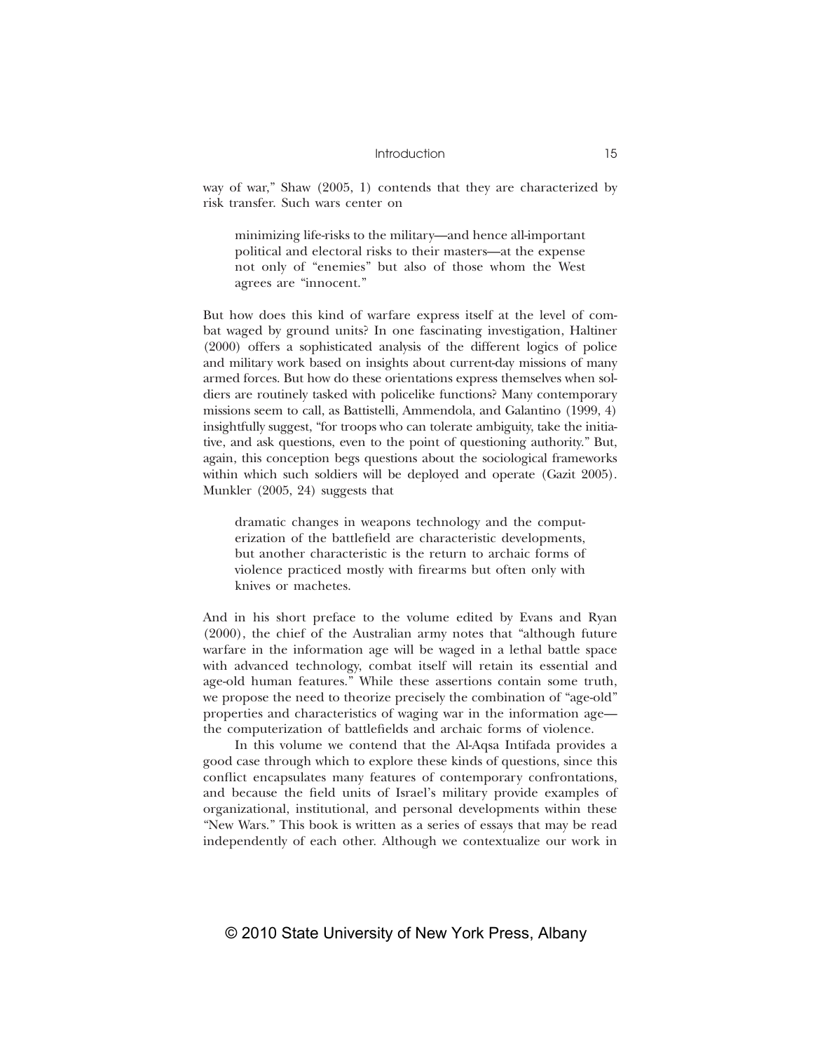way of war," Shaw (2005, 1) contends that they are characterized by risk transfer. Such wars center on

> minimizing life-risks to the military—and hence all-important political and electoral risks to their masters—at the expense not only of "enemies" but also of those whom the West agrees are "innocent."

But how does this kind of warfare express itself at the level of combat waged by ground units? In one fascinating investigation, Haltiner (2000) offers a sophisticated analysis of the different logics of police and military work based on insights about current-day missions of many armed forces. But how do these orientations express themselves when soldiers are routinely tasked with policelike functions? Many contemporary missions seem to call, as Battistelli, Ammendola, and Galantino (1999, 4) insightfully suggest, "for troops who can tolerate ambiguity, take the initiative, and ask questions, even to the point of questioning authority." But, again, this conception begs questions about the sociological frameworks within which such soldiers will be deployed and operate (Gazit 2005). Munkler (2005, 24) suggests that

> dramatic changes in weapons technology and the computerization of the battlefield are characteristic developments, but another characteristic is the return to archaic forms of violence practiced mostly with firearms but often only with knives or machetes.

And in his short preface to the volume edited by Evans and Ryan (2000), the chief of the Australian army notes that "although future warfare in the information age will be waged in a lethal battle space with advanced technology, combat itself will retain its essential and age-old human features." While these assertions contain some truth, we propose the need to theorize precisely the combination of "age-old" properties and characteristics of waging war in the information age—the computerization of battlefields and archaic forms of violence.

In this volume we contend that the Al-Aqsa Intifada provides a good case through which to explore these kinds of questions, since this conflict encapsulates many features of contemporary confrontations, and because the field units of Israel's military provide examples of organizational, institutional, and personal developments within these "New Wars." This book is written as a series of essays that may be read independently of each other. Although we contextualize our work in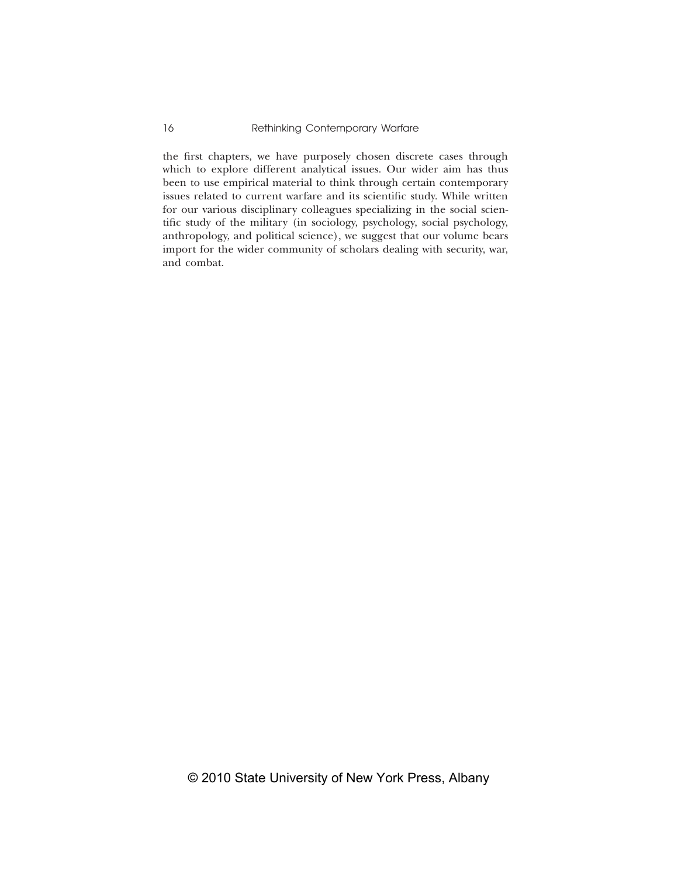the first chapters, we have purposely chosen discrete cases through which to explore different analytical issues. Our wider aim has thus been to use empirical material to think through certain contemporary issues related to current warfare and its scientific study. While written for our various disciplinary colleagues specializing in the social scientific study of the military (in sociology, psychology, social psychology, anthropology, and political science), we suggest that our volume bears import for the wider community of scholars dealing with security, war, and combat.